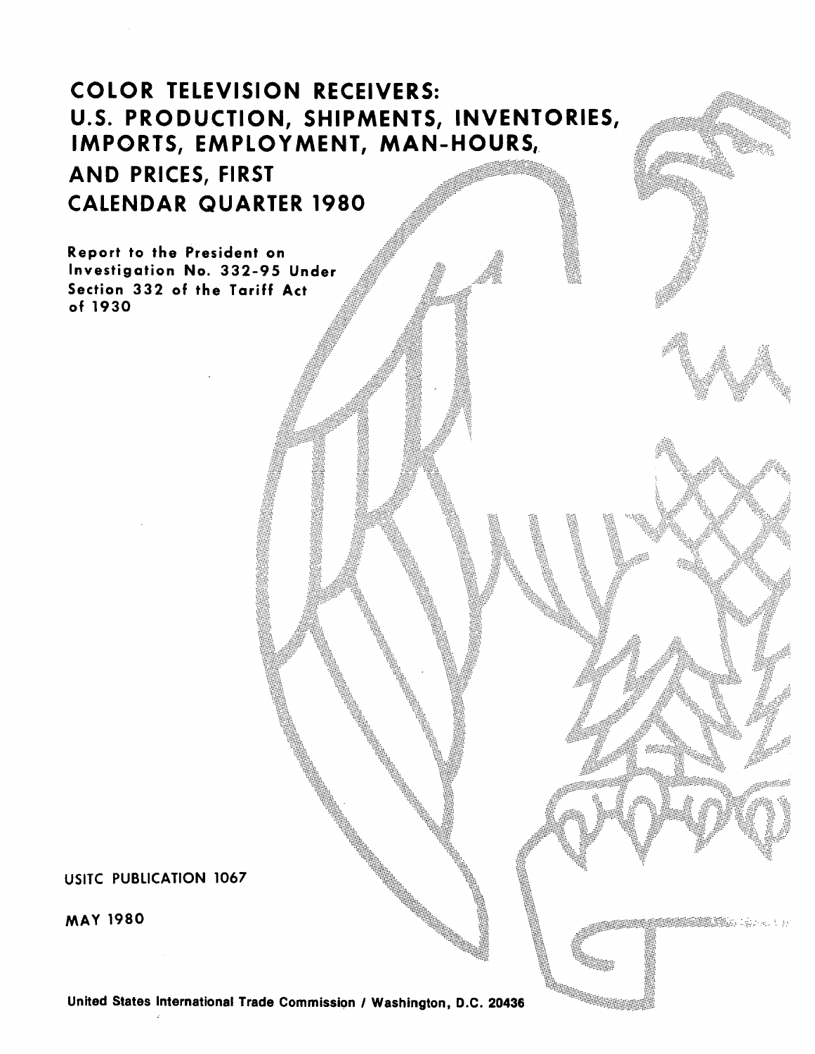# COLOR TELEVISION RECEIVERS: U.S. PRODUCTION, SHIPMENTS, INVENTORIES, IMPORTS, EMPLOYMENT, MAN-HOURS, AND PRICES, FIRST CALENDAR QUARTER 1980

Report to the President on Investigation No. 332-95 Under Section 332 of the Tariff Act of 1930

USITC PUBLICATION 1067

MAY 1980

United States International Trade Commission / Washington, D.C. 20436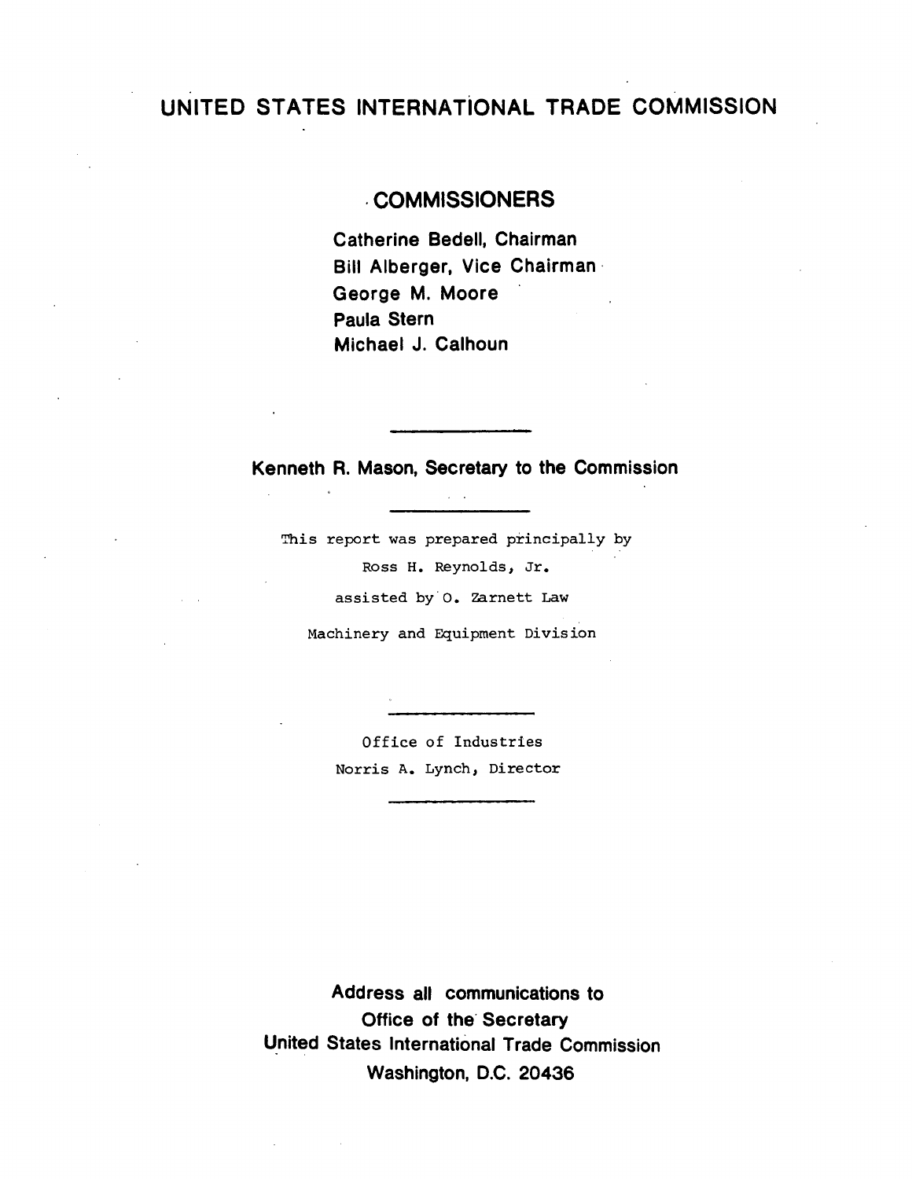# UNITED STATES INTERNATIONAL TRADE COMMISSION

## COMMISSIONERS

Catherine Bedell, Chairman
Bill Alberger, Vice Chairman
George M. Moore
Paula Stern
Michael J. Calhoun

---

**Kenneth R. Mason, Secretary to the Commission**

---

This report was prepared principally by
Ross H. Reynolds, Jr.
assisted by O. Zarnett Law
Machinery and Equipment Division

---

Office of Industries
Norris A. Lynch, Director

---

**Address all communications to**
**Office of the Secretary**
**United States International Trade Commission**
**Washington, D.C. 20436**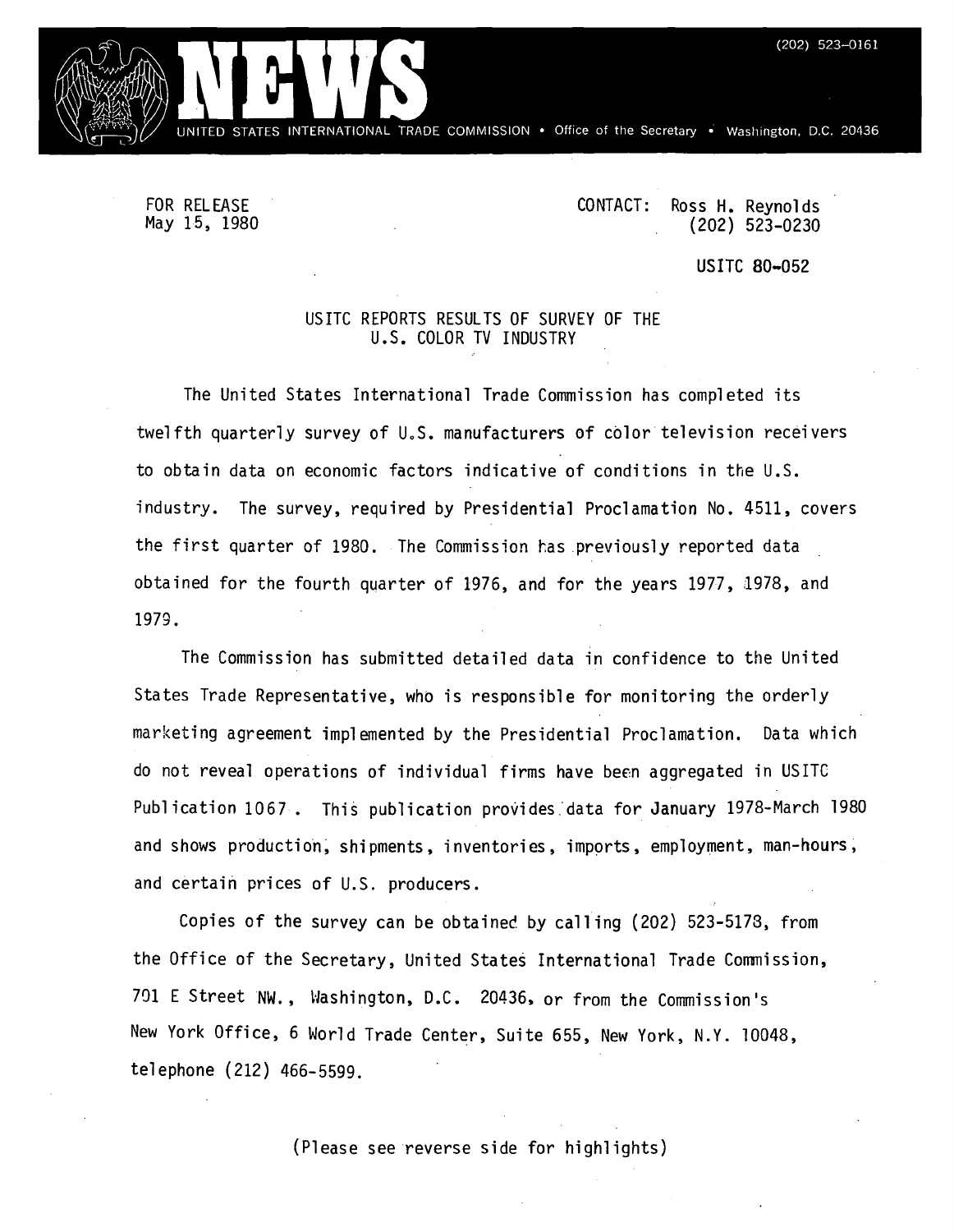(202) 523-0161

# NEWS

UNITED STATES INTERNATIONAL TRADE COMMISSION • Office of the Secretary • Washington, D.C. 20436

FOR RELEASE
May 15, 1980

CONTACT: Ross H. Reynolds
(202) 523-0230

USITC 80-052

## USITC REPORTS RESULTS OF SURVEY OF THE U.S. COLOR TV INDUSTRY

The United States International Trade Commission has completed its twelfth quarterly survey of U.S. manufacturers of color television receivers to obtain data on economic factors indicative of conditions in the U.S. industry. The survey, required by Presidential Proclamation No. 4511, covers the first quarter of 1980. The Commission has previously reported data obtained for the fourth quarter of 1976, and for the years 1977, 1978, and 1979.

The Commission has submitted detailed data in confidence to the United States Trade Representative, who is responsible for monitoring the orderly marketing agreement implemented by the Presidential Proclamation. Data which do not reveal operations of individual firms have been aggregated in USITC Publication 1067. This publication provides data for January 1978-March 1980 and shows production, shipments, inventories, imports, employment, man-hours, and certain prices of U.S. producers.

Copies of the survey can be obtained by calling (202) 523-5178, from the Office of the Secretary, United States International Trade Commission, 701 E Street NW., Washington, D.C. 20436, or from the Commission's New York Office, 6 World Trade Center, Suite 655, New York, N.Y. 10048, telephone (212) 466-5599.

(Please see reverse side for highlights)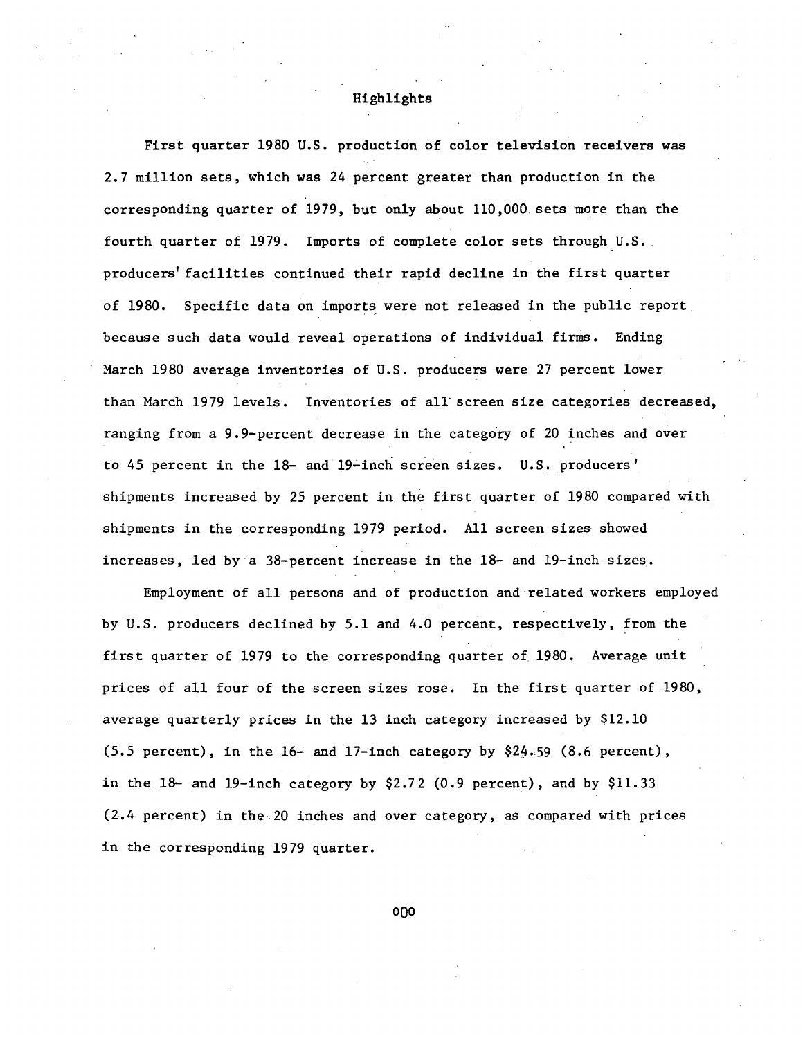# Highlights

First quarter 1980 U.S. production of color television receivers was 2.7 million sets, which was 24 percent greater than production in the corresponding quarter of 1979, but only about 110,000 sets more than the fourth quarter of 1979. Imports of complete color sets through U.S. producers' facilities continued their rapid decline in the first quarter of 1980. Specific data on imports were not released in the public report because such data would reveal operations of individual firms. Ending March 1980 average inventories of U.S. producers were 27 percent lower than March 1979 levels. Inventories of all screen size categories decreased, ranging from a 9.9-percent decrease in the category of 20 inches and over to 45 percent in the 18- and 19-inch screen sizes. U.S. producers' shipments increased by 25 percent in the first quarter of 1980 compared with shipments in the corresponding 1979 period. All screen sizes showed increases, led by a 38-percent increase in the 18- and 19-inch sizes.

Employment of all persons and of production and related workers employed by U.S. producers declined by 5.1 and 4.0 percent, respectively, from the first quarter of 1979 to the corresponding quarter of 1980. Average unit prices of all four of the screen sizes rose. In the first quarter of 1980, average quarterly prices in the 13 inch category increased by $12.10 (5.5 percent), in the 16- and 17-inch category by $24.59 (8.6 percent), in the 18- and 19-inch category by $2.72 (0.9 percent), and by $11.33 (2.4 percent) in the 20 inches and over category, as compared with prices in the corresponding 1979 quarter.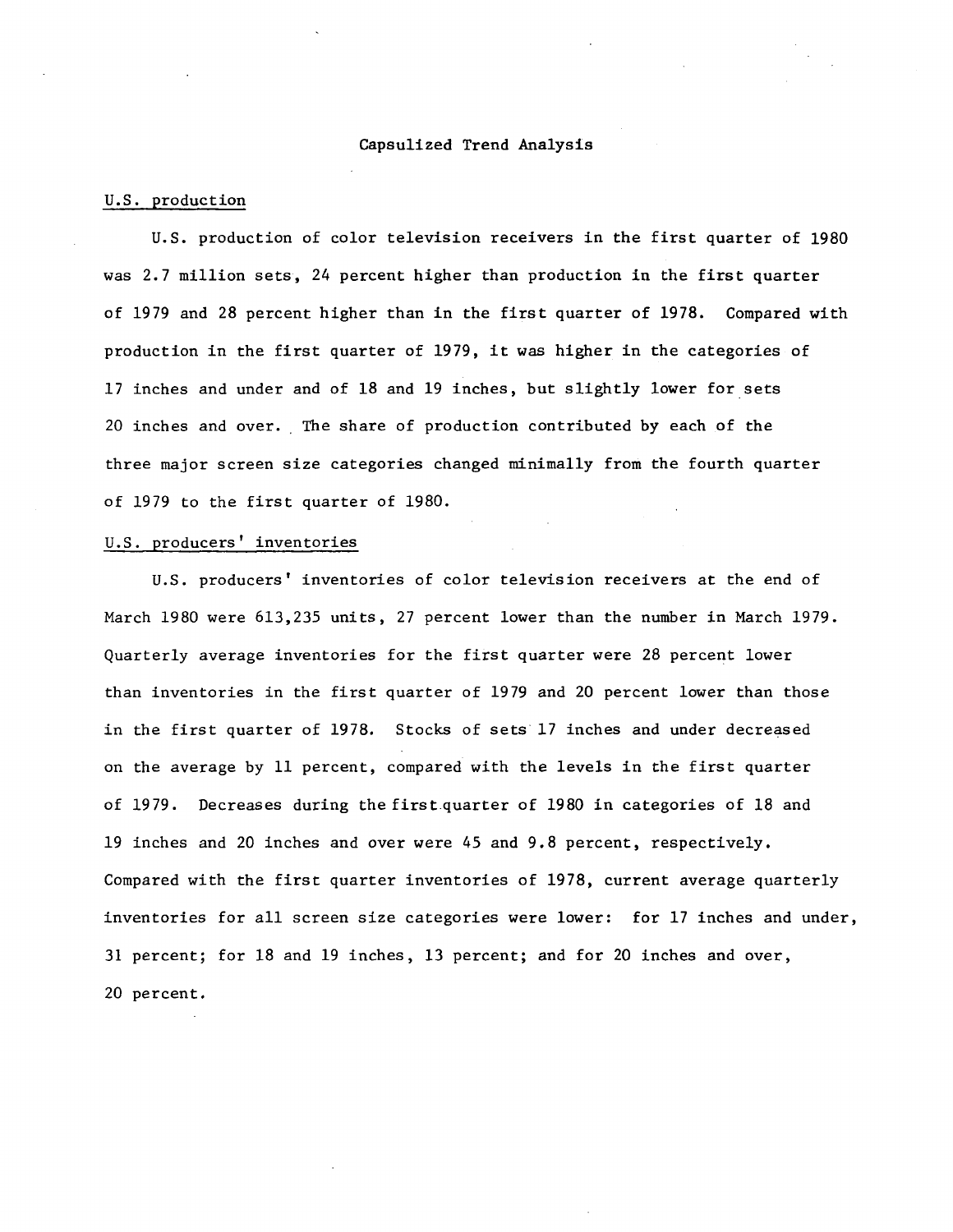# Capsulized Trend Analysis

## U.S. production

U.S. production of color television receivers in the first quarter of 1980 was 2.7 million sets, 24 percent higher than production in the first quarter of 1979 and 28 percent higher than in the first quarter of 1978. Compared with production in the first quarter of 1979, it was higher in the categories of 17 inches and under and of 18 and 19 inches, but slightly lower for sets 20 inches and over. The share of production contributed by each of the three major screen size categories changed minimally from the fourth quarter of 1979 to the first quarter of 1980.

## U.S. producers' inventories

U.S. producers' inventories of color television receivers at the end of March 1980 were 613,235 units, 27 percent lower than the number in March 1979. Quarterly average inventories for the first quarter were 28 percent lower than inventories in the first quarter of 1979 and 20 percent lower than those in the first quarter of 1978. Stocks of sets 17 inches and under decreased on the average by 11 percent, compared with the levels in the first quarter of 1979. Decreases during the first quarter of 1980 in categories of 18 and 19 inches and 20 inches and over were 45 and 9.8 percent, respectively. Compared with the first quarter inventories of 1978, current average quarterly inventories for all screen size categories were lower: for 17 inches and under, 31 percent; for 18 and 19 inches, 13 percent; and for 20 inches and over, 20 percent.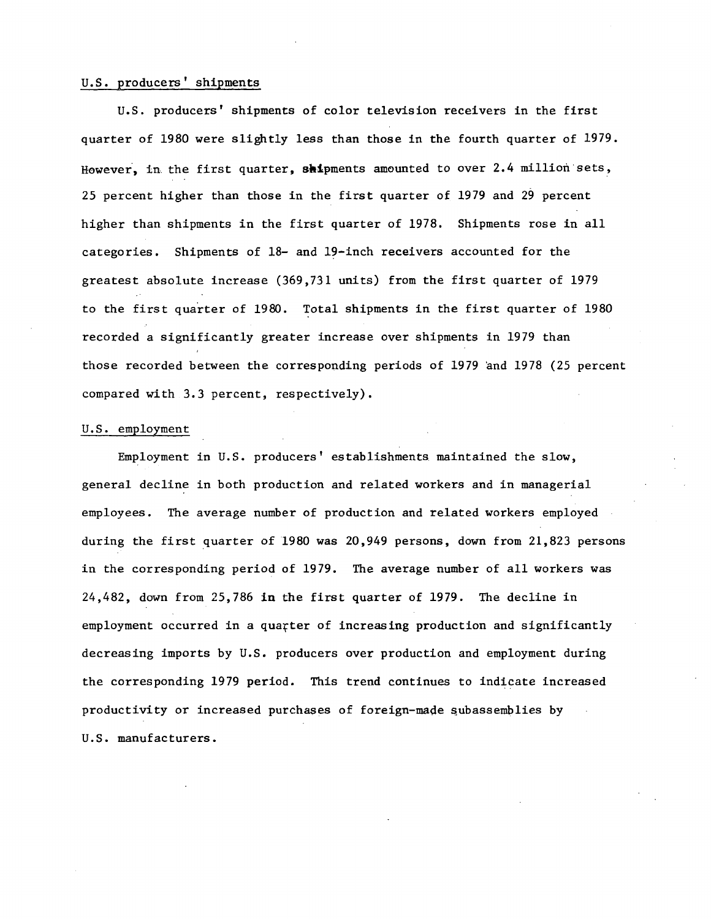U.S. producers' shipments

U.S. producers' shipments of color television receivers in the first quarter of 1980 were slightly less than those in the fourth quarter of 1979. However, in the first quarter, shipments amounted to over 2.4 million sets, 25 percent higher than those in the first quarter of 1979 and 29 percent higher than shipments in the first quarter of 1978. Shipments rose in all categories. Shipments of 18- and 19-inch receivers accounted for the greatest absolute increase (369,731 units) from the first quarter of 1979 to the first quarter of 1980. Total shipments in the first quarter of 1980 recorded a significantly greater increase over shipments in 1979 than those recorded between the corresponding periods of 1979 and 1978 (25 percent compared with 3.3 percent, respectively).

U.S. employment

Employment in U.S. producers' establishments maintained the slow, general decline in both production and related workers and in managerial employees. The average number of production and related workers employed during the first quarter of 1980 was 20,949 persons, down from 21,823 persons in the corresponding period of 1979. The average number of all workers was 24,482, down from 25,786 in the first quarter of 1979. The decline in employment occurred in a quarter of increasing production and significantly decreasing imports by U.S. producers over production and employment during the corresponding 1979 period. This trend continues to indicate increased productivity or increased purchases of foreign-made subassemblies by U.S. manufacturers.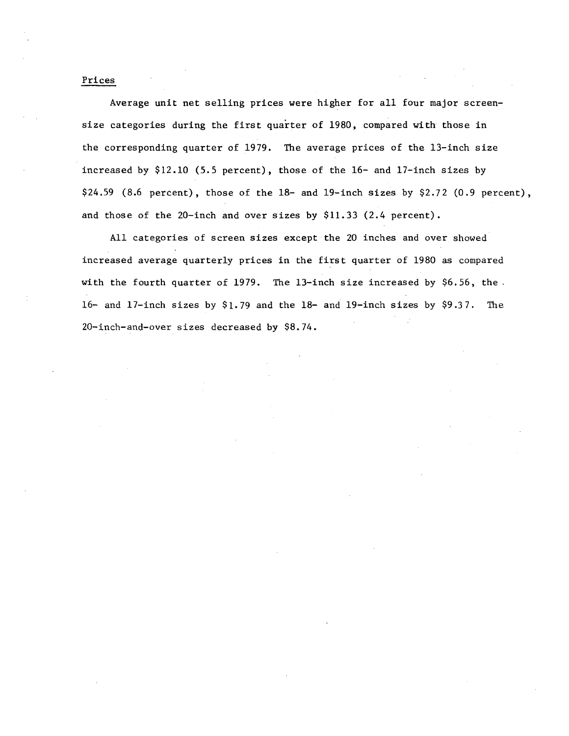## Prices

Average unit net selling prices were higher for all four major screen-size categories during the first quarter of 1980, compared with those in the corresponding quarter of 1979. The average prices of the 13-inch size increased by $12.10 (5.5 percent), those of the 16- and 17-inch sizes by $24.59 (8.6 percent), those of the 18- and 19-inch sizes by $2.72 (0.9 percent), and those of the 20-inch and over sizes by $11.33 (2.4 percent).

All categories of screen sizes except the 20 inches and over showed increased average quarterly prices in the first quarter of 1980 as compared with the fourth quarter of 1979. The 13-inch size increased by $6.56, the 16- and 17-inch sizes by $1.79 and the 18- and 19-inch sizes by $9.37. The 20-inch-and-over sizes decreased by $8.74.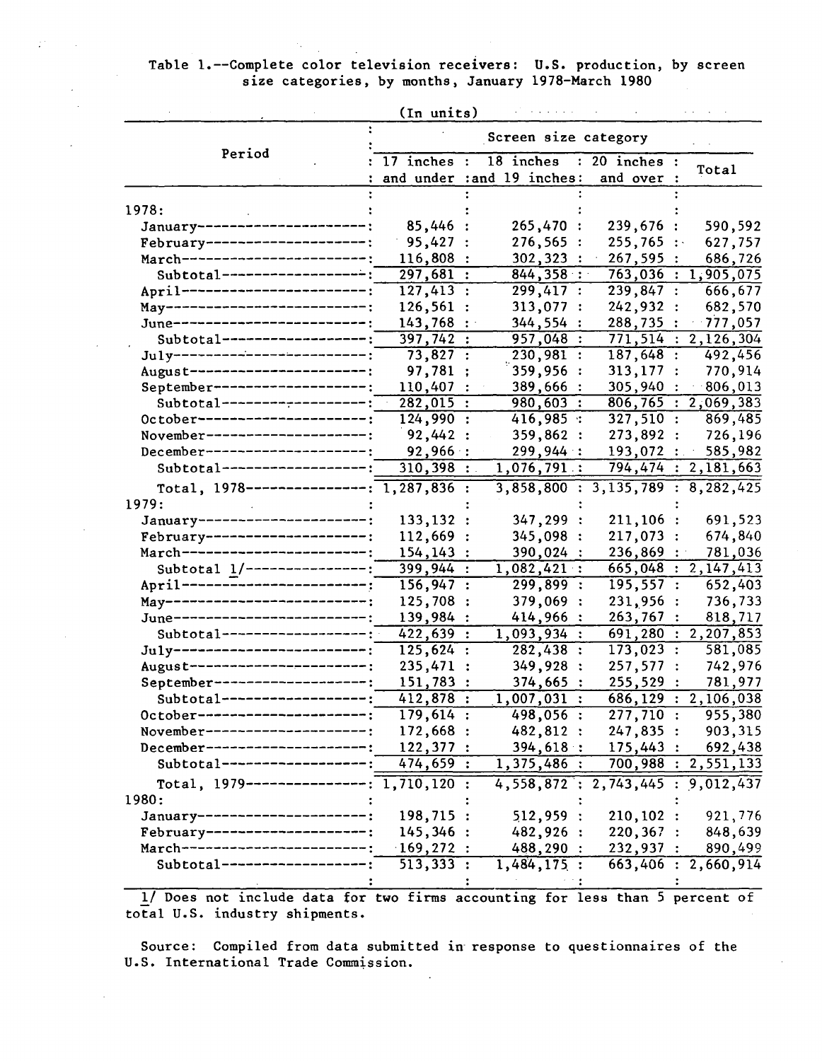Table 1.--Complete color television receivers: U.S. production, by screen size categories, by months, January 1978-March 1980

(In units)

| Period | Screen size category | | | |
|---|---|---|---|---|
| | 17 inches and under | 18 inches and 19 inches | 20 inches and over | Total |
| 1978: | | | | |
| January | 85,446 | 265,470 | 239,676 | 590,592 |
| February | 95,427 | 276,565 | 255,765 | 627,757 |
| March | 116,808 | 302,323 | 267,595 | 686,726 |
| Subtotal | 297,681 | 844,358 | 763,036 | 1,905,075 |
| April | 127,413 | 299,417 | 239,847 | 666,677 |
| May | 126,561 | 313,077 | 242,932 | 682,570 |
| June | 143,768 | 344,554 | 288,735 | 777,057 |
| Subtotal | 397,742 | 957,048 | 771,514 | 2,126,304 |
| July | 73,827 | 230,981 | 187,648 | 492,456 |
| August | 97,781 | 359,956 | 313,177 | 770,914 |
| September | 110,407 | 389,666 | 305,940 | 806,013 |
| Subtotal | 282,015 | 980,603 | 806,765 | 2,069,383 |
| October | 124,990 | 416,985 | 327,510 | 869,485 |
| November | 92,442 | 359,862 | 273,892 | 726,196 |
| December | 92,966 | 299,944 | 193,072 | 585,982 |
| Subtotal | 310,398 | 1,076,791 | 794,474 | 2,181,663 |
| Total, 1978 | 1,287,836 | 3,858,800 | 3,135,789 | 8,282,425 |
| 1979: | | | | |
| January | 133,132 | 347,299 | 211,106 | 691,523 |
| February | 112,669 | 345,098 | 217,073 | 674,840 |
| March | 154,143 | 390,024 | 236,869 | 781,036 |
| Subtotal 1/ | 399,944 | 1,082,421 | 665,048 | 2,147,413 |
| April | 156,947 | 299,899 | 195,557 | 652,403 |
| May | 125,708 | 379,069 | 231,956 | 736,733 |
| June | 139,984 | 414,966 | 263,767 | 818,717 |
| Subtotal | 422,639 | 1,093,934 | 691,280 | 2,207,853 |
| July | 125,624 | 282,438 | 173,023 | 581,085 |
| August | 235,471 | 349,928 | 257,577 | 742,976 |
| September | 151,783 | 374,665 | 255,529 | 781,977 |
| Subtotal | 412,878 | 1,007,031 | 686,129 | 2,106,038 |
| October | 179,614 | 498,056 | 277,710 | 955,380 |
| November | 172,668 | 482,812 | 247,835 | 903,315 |
| December | 122,377 | 394,618 | 175,443 | 692,438 |
| Subtotal | 474,659 | 1,375,486 | 700,988 | 2,551,133 |
| Total, 1979 | 1,710,120 | 4,558,872 | 2,743,445 | 9,012,437 |
| 1980: | | | | |
| January | 198,715 | 512,959 | 210,102 | 921,776 |
| February | 145,346 | 482,926 | 220,367 | 848,639 |
| March | 169,272 | 488,290 | 232,937 | 890,499 |
| Subtotal | 513,333 | 1,484,175 | 663,406 | 2,660,914 |

1/ Does not include data for two firms accounting for less than 5 percent of total U.S. industry shipments.

Source: Compiled from data submitted in response to questionnaires of the U.S. International Trade Commission.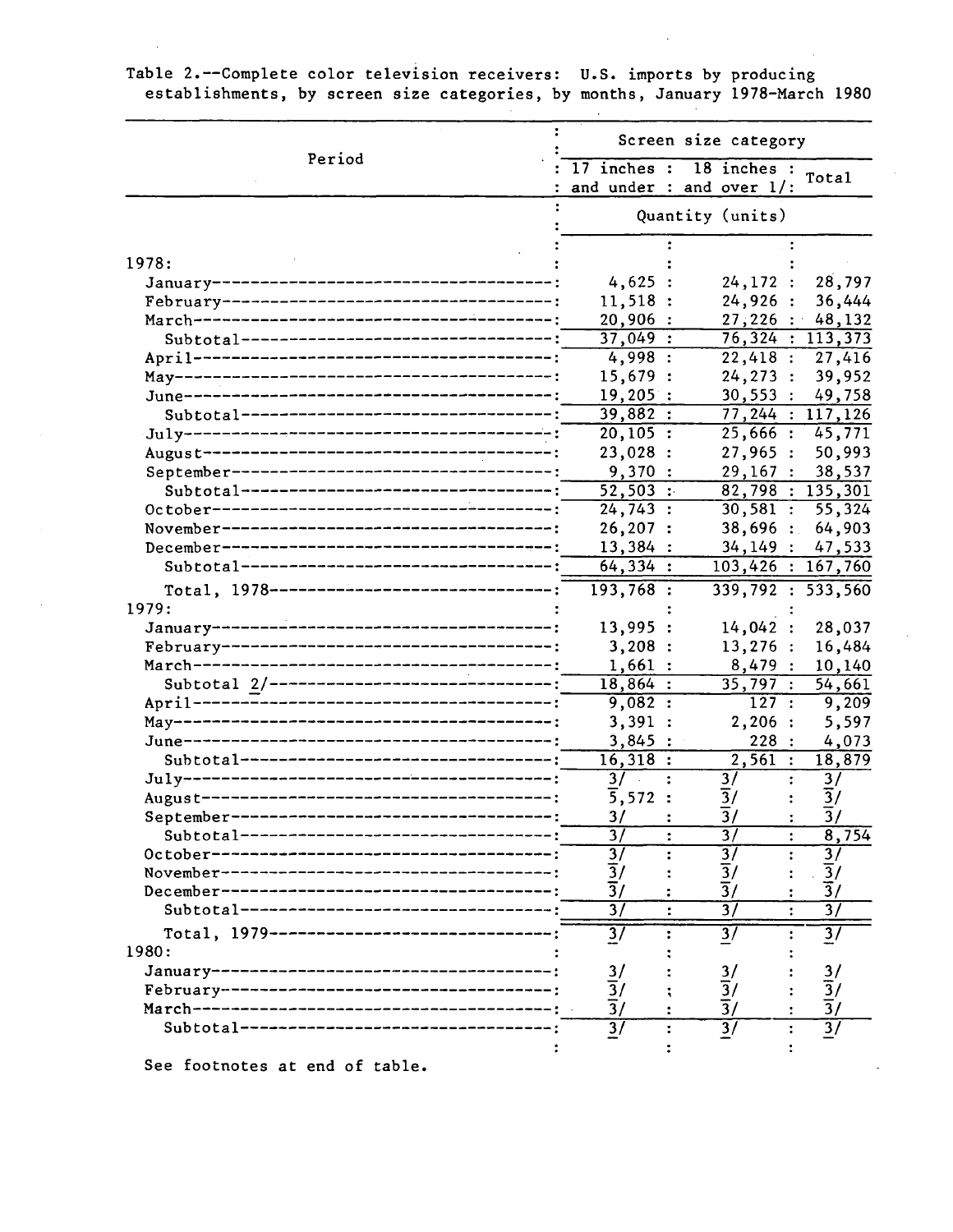Table 2.--Complete color television receivers: U.S. imports by producing establishments, by screen size categories, by months, January 1978-March 1980

| Period | Screen size category | | |
|---|---|---|---|
| | 17 inches and under | 18 inches and over 1/ | Total |
| | Quantity (units) | | |
| 1978: | | | |
| January | 4,625 | 24,172 | 28,797 |
| February | 11,518 | 24,926 | 36,444 |
| March | 20,906 | 27,226 | 48,132 |
| Subtotal | 37,049 | 76,324 | 113,373 |
| April | 4,998 | 22,418 | 27,416 |
| May | 15,679 | 24,273 | 39,952 |
| June | 19,205 | 30,553 | 49,758 |
| Subtotal | 39,882 | 77,244 | 117,126 |
| July | 20,105 | 25,666 | 45,771 |
| August | 23,028 | 27,965 | 50,993 |
| September | 9,370 | 29,167 | 38,537 |
| Subtotal | 52,503 | 82,798 | 135,301 |
| October | 24,743 | 30,581 | 55,324 |
| November | 26,207 | 38,696 | 64,903 |
| December | 13,384 | 34,149 | 47,533 |
| Subtotal | 64,334 | 103,426 | 167,760 |
| Total, 1978 | 193,768 | 339,792 | 533,560 |
| 1979: | | | |
| January | 13,995 | 14,042 | 28,037 |
| February | 3,208 | 13,276 | 16,484 |
| March | 1,661 | 8,479 | 10,140 |
| Subtotal 2/ | 18,864 | 35,797 | 54,661 |
| April | 9,082 | 127 | 9,209 |
| May | 3,391 | 2,206 | 5,597 |
| June | 3,845 | 228 | 4,073 |
| Subtotal | 16,318 | 2,561 | 18,879 |
| July | 3/ | 3/ | 3/ |
| August | 5,572 | 3/ | 3/ |
| September | 3/ | 3/ | 3/ |
| Subtotal | 3/ | 3/ | 8,754 |
| October | 3/ | 3/ | 3/ |
| November | 3/ | 3/ | 3/ |
| December | 3/ | 3/ | 3/ |
| Subtotal | 3/ | 3/ | 3/ |
| Total, 1979 | 3/ | 3/ | 3/ |
| 1980: | | | |
| January | 3/ | 3/ | 3/ |
| February | 3/ | 3/ | 3/ |
| March | 3/ | 3/ | 3/ |
| Subtotal | 3/ | 3/ | 3/ |

See footnotes at end of table.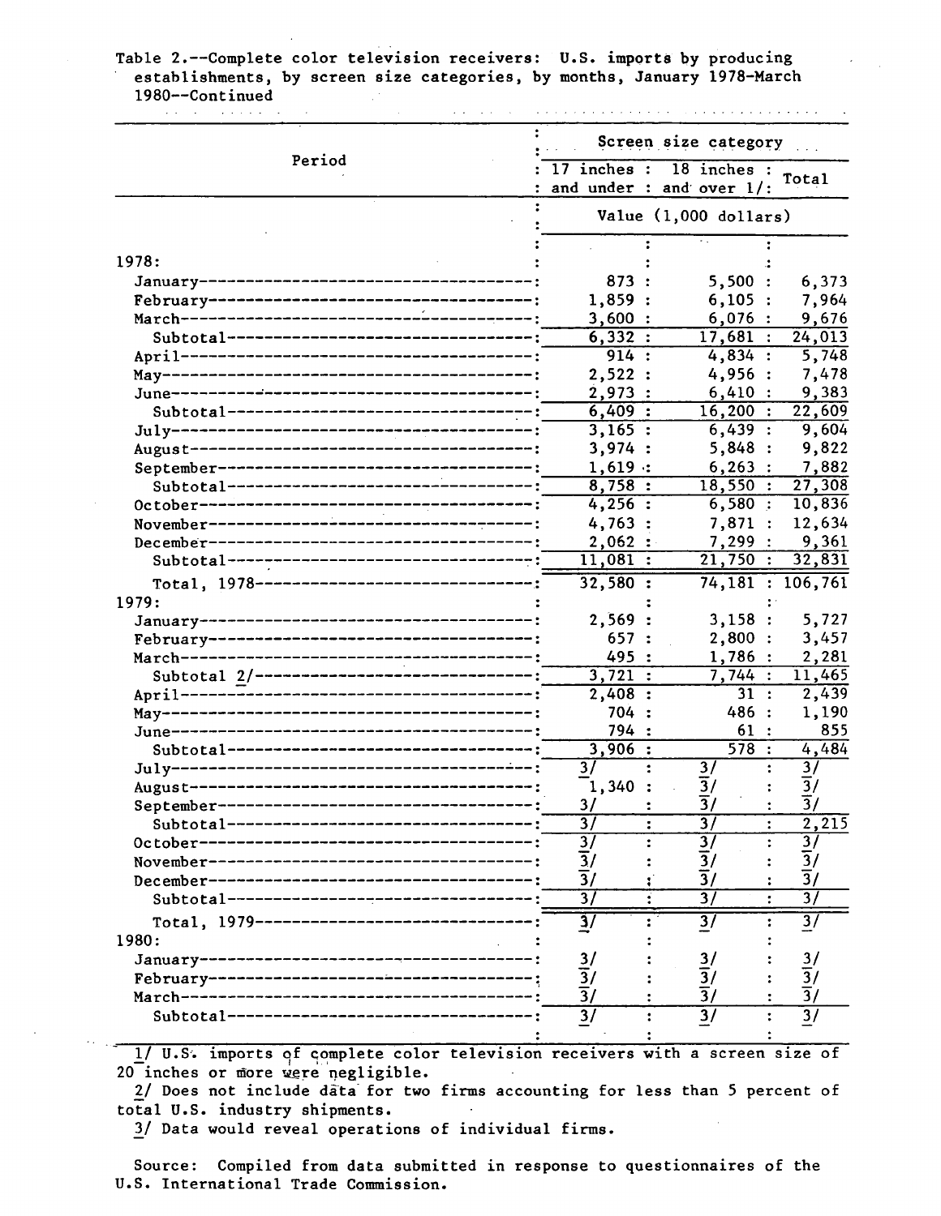Table 2.--Complete color television receivers: U.S. imports by producing establishments, by screen size categories, by months, January 1978-March 1980--Continued

| Period | Screen size category | | |
|---|---|---|---|
| | 17 inches and under | 18 inches and over 1/ | Total |
| | Value (1,000 dollars) | | |
| 1978: | | | |
| January | 873 | 5,500 | 6,373 |
| February | 1,859 | 6,105 | 7,964 |
| March | 3,600 | 6,076 | 9,676 |
| Subtotal | 6,332 | 17,681 | 24,013 |
| April | 914 | 4,834 | 5,748 |
| May | 2,522 | 4,956 | 7,478 |
| June | 2,973 | 6,410 | 9,383 |
| Subtotal | 6,409 | 16,200 | 22,609 |
| July | 3,165 | 6,439 | 9,604 |
| August | 3,974 | 5,848 | 9,822 |
| September | 1,619 | 6,263 | 7,882 |
| Subtotal | 8,758 | 18,550 | 27,308 |
| October | 4,256 | 6,580 | 10,836 |
| November | 4,763 | 7,871 | 12,634 |
| December | 2,062 | 7,299 | 9,361 |
| Subtotal | 11,081 | 21,750 | 32,831 |
| Total, 1978 | 32,580 | 74,181 | 106,761 |
| 1979: | | | |
| January | 2,569 | 3,158 | 5,727 |
| February | 657 | 2,800 | 3,457 |
| March | 495 | 1,786 | 2,281 |
| Subtotal 2/ | 3,721 | 7,744 | 11,465 |
| April | 2,408 | 31 | 2,439 |
| May | 704 | 486 | 1,190 |
| June | 794 | 61 | 855 |
| Subtotal | 3,906 | 578 | 4,484 |
| July | 3/ | 3/ | 3/ |
| August | 1,340 | 3/ | 3/ |
| September | 3/ | 3/ | 3/ |
| Subtotal | 3/ | 3/ | 2,215 |
| October | 3/ | 3/ | 3/ |
| November | 3/ | 3/ | 3/ |
| December | 3/ | 3/ | 3/ |
| Subtotal | 3/ | 3/ | 3/ |
| Total, 1979 | 3/ | 3/ | 3/ |
| 1980: | | | |
| January | 3/ | 3/ | 3/ |
| February | 3/ | 3/ | 3/ |
| March | 3/ | 3/ | 3/ |
| Subtotal | 3/ | 3/ | 3/ |

1/ U.S. imports of complete color television receivers with a screen size of 20 inches or more were negligible.

2/ Does not include data for two firms accounting for less than 5 percent of total U.S. industry shipments.

3/ Data would reveal operations of individual firms.

Source: Compiled from data submitted in response to questionnaires of the U.S. International Trade Commission.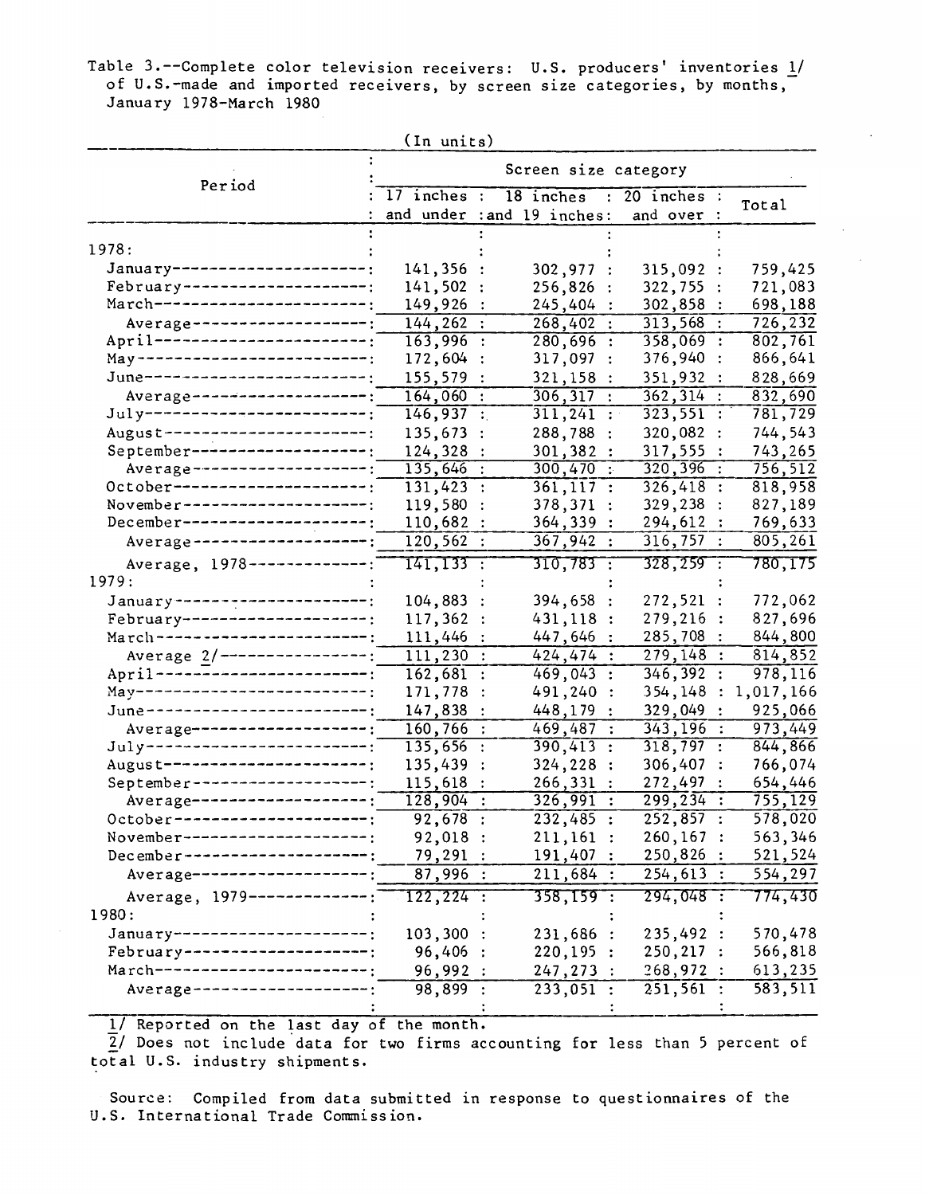Table 3.--Complete color television receivers: U.S. producers' inventories 1/ of U.S.-made and imported receivers, by screen size categories, by months, January 1978-March 1980

(In units)

| Period | Screen size category | | | |
|---|---|---|---|---|
| | 17 inches and under | 18 inches and 19 inches | 20 inches and over | Total |
| 1978: | | | | |
| January | 141,356 | 302,977 | 315,092 | 759,425 |
| February | 141,502 | 256,826 | 322,755 | 721,083 |
| March | 149,926 | 245,404 | 302,858 | 698,188 |
| Average | 144,262 | 268,402 | 313,568 | 726,232 |
| April | 163,996 | 280,696 | 358,069 | 802,761 |
| May | 172,604 | 317,097 | 376,940 | 866,641 |
| June | 155,579 | 321,158 | 351,932 | 828,669 |
| Average | 164,060 | 306,317 | 362,314 | 832,690 |
| July | 146,937 | 311,241 | 323,551 | 781,729 |
| August | 135,673 | 288,788 | 320,082 | 744,543 |
| September | 124,328 | 301,382 | 317,555 | 743,265 |
| Average | 135,646 | 300,470 | 320,396 | 756,512 |
| October | 131,423 | 361,117 | 326,418 | 818,958 |
| November | 119,580 | 378,371 | 329,238 | 827,189 |
| December | 110,682 | 364,339 | 294,612 | 769,633 |
| Average | 120,562 | 367,942 | 316,757 | 805,261 |
| Average, 1978 | 141,133 | 310,783 | 328,259 | 780,175 |
| 1979: | | | | |
| January | 104,883 | 394,658 | 272,521 | 772,062 |
| February | 117,362 | 431,118 | 279,216 | 827,696 |
| March | 111,446 | 447,646 | 285,708 | 844,800 |
| Average 2/ | 111,230 | 424,474 | 279,148 | 814,852 |
| April | 162,681 | 469,043 | 346,392 | 978,116 |
| May | 171,778 | 491,240 | 354,148 | 1,017,166 |
| June | 147,838 | 448,179 | 329,049 | 925,066 |
| Average | 160,766 | 469,487 | 343,196 | 973,449 |
| July | 135,656 | 390,413 | 318,797 | 844,866 |
| August | 135,439 | 324,228 | 306,407 | 766,074 |
| September | 115,618 | 266,331 | 272,497 | 654,446 |
| Average | 128,904 | 326,991 | 299,234 | 755,129 |
| October | 92,678 | 232,485 | 252,857 | 578,020 |
| November | 92,018 | 211,161 | 260,167 | 563,346 |
| December | 79,291 | 191,407 | 250,826 | 521,524 |
| Average | 87,996 | 211,684 | 254,613 | 554,297 |
| Average, 1979 | 122,224 | 358,159 | 294,048 | 774,430 |
| 1980: | | | | |
| January | 103,300 | 231,686 | 235,492 | 570,478 |
| February | 96,406 | 220,195 | 250,217 | 566,818 |
| March | 96,992 | 247,273 | 268,972 | 613,235 |
| Average | 98,899 | 233,051 | 251,561 | 583,511 |

1/ Reported on the last day of the month.
2/ Does not include data for two firms accounting for less than 5 percent of total U.S. industry shipments.

Source: Compiled from data submitted in response to questionnaires of the U.S. International Trade Commission.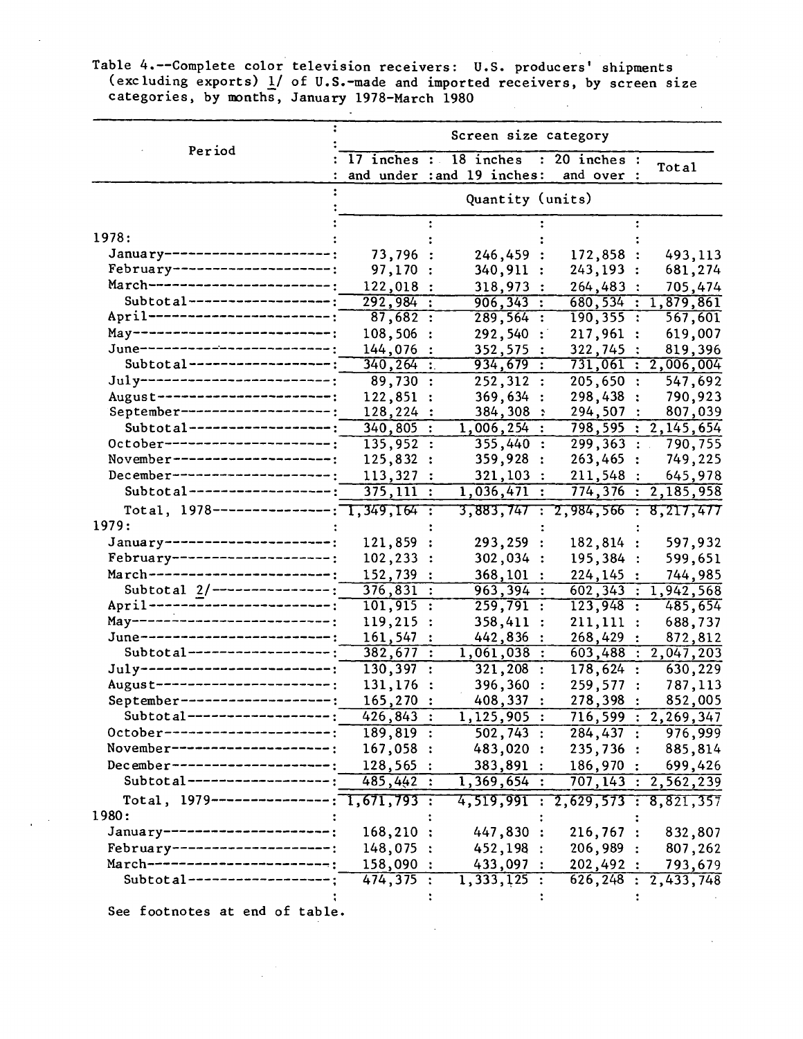Table 4.--Complete color television receivers: U.S. producers' shipments (excluding exports) 1/ of U.S.-made and imported receivers, by screen size categories, by months, January 1978-March 1980

| Period | Screen size category | | | |
|---|---|---|---|---|
| | 17 inches and under | 18 inches and 19 inches | 20 inches and over | Total |
| | Quantity (units) | | | |
| 1978: | | | | |
| January | 73,796 | 246,459 | 172,858 | 493,113 |
| February | 97,170 | 340,911 | 243,193 | 681,274 |
| March | 122,018 | 318,973 | 264,483 | 705,474 |
| Subtotal | 292,984 | 906,343 | 680,534 | 1,879,861 |
| April | 87,682 | 289,564 | 190,355 | 567,601 |
| May | 108,506 | 292,540 | 217,961 | 619,007 |
| June | 144,076 | 352,575 | 322,745 | 819,396 |
| Subtotal | 340,264 | 934,679 | 731,061 | 2,006,004 |
| July | 89,730 | 252,312 | 205,650 | 547,692 |
| August | 122,851 | 369,634 | 298,438 | 790,923 |
| September | 128,224 | 384,308 | 294,507 | 807,039 |
| Subtotal | 340,805 | 1,006,254 | 798,595 | 2,145,654 |
| October | 135,952 | 355,440 | 299,363 | 790,755 |
| November | 125,832 | 359,928 | 263,465 | 749,225 |
| December | 113,327 | 321,103 | 211,548 | 645,978 |
| Subtotal | 375,111 | 1,036,471 | 774,376 | 2,185,958 |
| Total, 1978 | 1,349,164 | 3,883,747 | 2,984,566 | 8,217,477 |
| 1979: | | | | |
| January | 121,859 | 293,259 | 182,814 | 597,932 |
| February | 102,233 | 302,034 | 195,384 | 599,651 |
| March | 152,739 | 368,101 | 224,145 | 744,985 |
| Subtotal 2/ | 376,831 | 963,394 | 602,343 | 1,942,568 |
| April | 101,915 | 259,791 | 123,948 | 485,654 |
| May | 119,215 | 358,411 | 211,111 | 688,737 |
| June | 161,547 | 442,836 | 268,429 | 872,812 |
| Subtotal | 382,677 | 1,061,038 | 603,488 | 2,047,203 |
| July | 130,397 | 321,208 | 178,624 | 630,229 |
| August | 131,176 | 396,360 | 259,577 | 787,113 |
| September | 165,270 | 408,337 | 278,398 | 852,005 |
| Subtotal | 426,843 | 1,125,905 | 716,599 | 2,269,347 |
| October | 189,819 | 502,743 | 284,437 | 976,999 |
| November | 167,058 | 483,020 | 235,736 | 885,814 |
| December | 128,565 | 383,891 | 186,970 | 699,426 |
| Subtotal | 485,442 | 1,369,654 | 707,143 | 2,562,239 |
| Total, 1979 | 1,671,793 | 4,519,991 | 2,629,573 | 8,821,357 |
| 1980: | | | | |
| January | 168,210 | 447,830 | 216,767 | 832,807 |
| February | 148,075 | 452,198 | 206,989 | 807,262 |
| March | 158,090 | 433,097 | 202,492 | 793,679 |
| Subtotal | 474,375 | 1,333,125 | 626,248 | 2,433,748 |

See footnotes at end of table.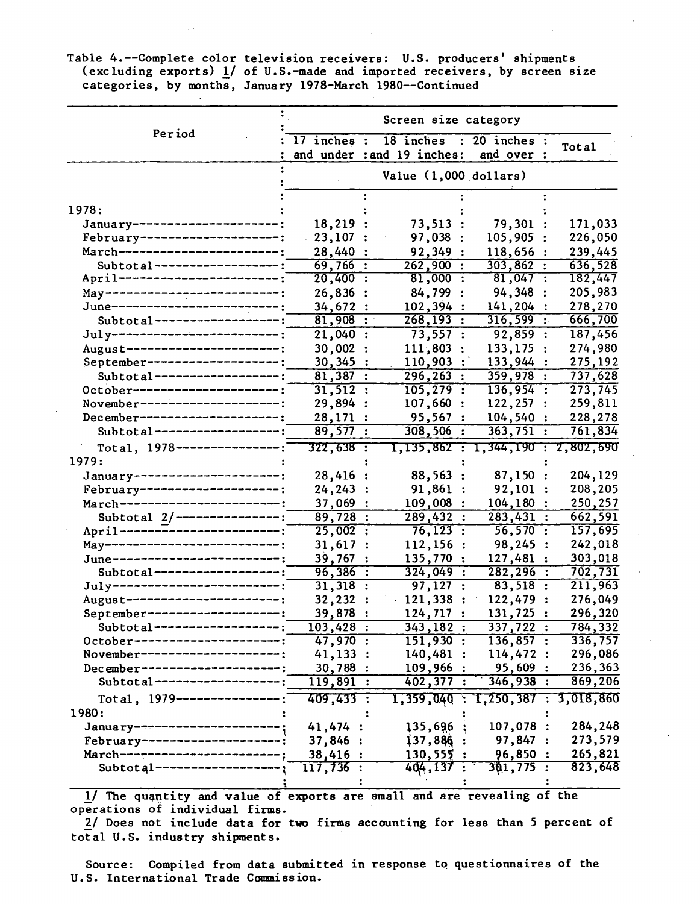Table 4.--Complete color television receivers: U.S. producers' shipments (excluding exports) 1/ of U.S.-made and imported receivers, by screen size categories, by months, January 1978-March 1980--Continued

| Period | Screen size category | | | |
|---|---|---|---|---|
| | 17 inches and under | 18 inches and 19 inches | 20 inches and over | Total |
| | Value (1,000 dollars) | | | |
| 1978: | | | | |
| January | 18,219 | 73,513 | 79,301 | 171,033 |
| February | 23,107 | 97,038 | 105,905 | 226,050 |
| March | 28,440 | 92,349 | 118,656 | 239,445 |
| Subtotal | 69,766 | 262,900 | 303,862 | 636,528 |
| April | 20,400 | 81,000 | 81,047 | 182,447 |
| May | 26,836 | 84,799 | 94,348 | 205,983 |
| June | 34,672 | 102,394 | 141,204 | 278,270 |
| Subtotal | 81,908 | 268,193 | 316,599 | 666,700 |
| July | 21,040 | 73,557 | 92,859 | 187,456 |
| August | 30,002 | 111,803 | 133,175 | 274,980 |
| September | 30,345 | 110,903 | 133,944 | 275,192 |
| Subtotal | 81,387 | 296,263 | 359,978 | 737,628 |
| October | 31,512 | 105,279 | 136,954 | 273,745 |
| November | 29,894 | 107,660 | 122,257 | 259,811 |
| December | 28,171 | 95,567 | 104,540 | 228,278 |
| Subtotal | 89,577 | 308,506 | 363,751 | 761,834 |
| Total, 1978 | 322,638 | 1,135,862 | 1,344,190 | 2,802,690 |
| 1979: | | | | |
| January | 28,416 | 88,563 | 87,150 | 204,129 |
| February | 24,243 | 91,861 | 92,101 | 208,205 |
| March | 37,069 | 109,008 | 104,180 | 250,257 |
| Subtotal 2/ | 89,728 | 289,432 | 283,431 | 662,591 |
| April | 25,002 | 76,123 | 56,570 | 157,695 |
| May | 31,617 | 112,156 | 98,245 | 242,018 |
| June | 39,767 | 135,770 | 127,481 | 303,018 |
| Subtotal | 96,386 | 324,049 | 282,296 | 702,731 |
| July | 31,318 | 97,127 | 83,518 | 211,963 |
| August | 32,232 | 121,338 | 122,479 | 276,049 |
| September | 39,878 | 124,717 | 131,725 | 296,320 |
| Subtotal | 103,428 | 343,182 | 337,722 | 784,332 |
| October | 47,970 | 151,930 | 136,857 | 336,757 |
| November | 41,133 | 140,481 | 114,472 | 296,086 |
| December | 30,788 | 109,966 | 95,609 | 236,363 |
| Subtotal | 119,891 | 402,377 | 346,938 | 869,206 |
| Total, 1979 | 409,433 | 1,359,040 | 1,250,387 | 3,018,860 |
| 1980: | | | | |
| January | 41,474 | 135,696 | 107,078 | 284,248 |
| February | 37,846 | 137,886 | 97,847 | 273,579 |
| March | 38,416 | 130,555 | 96,850 | 265,821 |
| Subtotal | 117,736 | 404,137 | 301,775 | 823,648 |

1/ The quantity and value of exports are small and are revealing of the operations of individual firms.

2/ Does not include data for two firms accounting for less than 5 percent of total U.S. industry shipments.

Source: Compiled from data submitted in response to questionnaires of the U.S. International Trade Commission.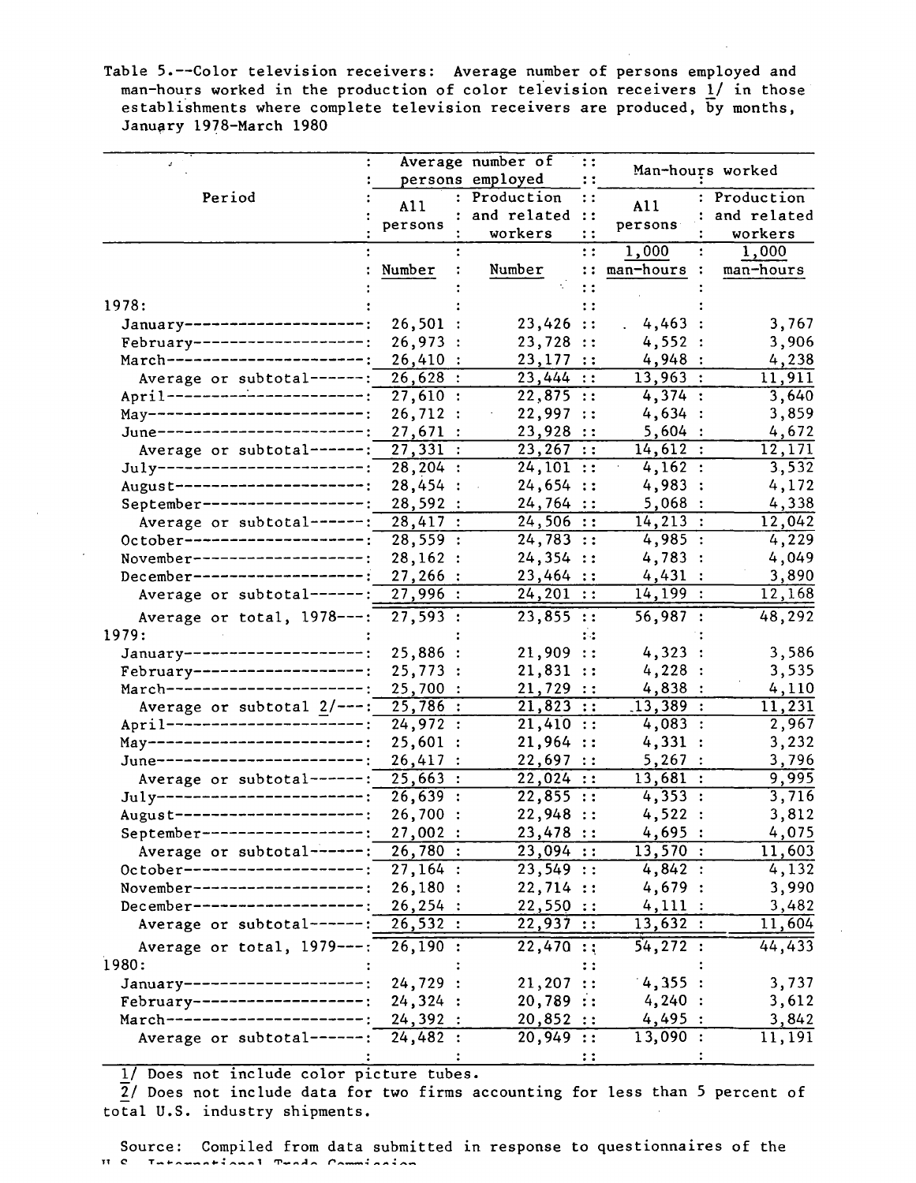Table 5.--Color television receivers: Average number of persons employed and man-hours worked in the production of color television receivers 1/ in those establishments where complete television receivers are produced, by months, January 1978-March 1980

| Period | Average number of persons employed | | Man-hours worked | |
|---|---|---|---|---|
| | All persons | Production and related workers | All persons | Production and related workers |
| | Number | Number | 1,000 man-hours | 1,000 man-hours |
| 1978: | | | | |
| January | 26,501 | 23,426 | 4,463 | 3,767 |
| February | 26,973 | 23,728 | 4,552 | 3,906 |
| March | 26,410 | 23,177 | 4,948 | 4,238 |
| Average or subtotal | 26,628 | 23,444 | 13,963 | 11,911 |
| April | 27,610 | 22,875 | 4,374 | 3,640 |
| May | 26,712 | 22,997 | 4,634 | 3,859 |
| June | 27,671 | 23,928 | 5,604 | 4,672 |
| Average or subtotal | 27,331 | 23,267 | 14,612 | 12,171 |
| July | 28,204 | 24,101 | 4,162 | 3,532 |
| August | 28,454 | 24,654 | 4,983 | 4,172 |
| September | 28,592 | 24,764 | 5,068 | 4,338 |
| Average or subtotal | 28,417 | 24,506 | 14,213 | 12,042 |
| October | 28,559 | 24,783 | 4,985 | 4,229 |
| November | 28,162 | 24,354 | 4,783 | 4,049 |
| December | 27,266 | 23,464 | 4,431 | 3,890 |
| Average or subtotal | 27,996 | 24,201 | 14,199 | 12,168 |
| Average or total, 1978 | 27,593 | 23,855 | 56,987 | 48,292 |
| 1979: | | | | |
| January | 25,886 | 21,909 | 4,323 | 3,586 |
| February | 25,773 | 21,831 | 4,228 | 3,535 |
| March | 25,700 | 21,729 | 4,838 | 4,110 |
| Average or subtotal 2/ | 25,786 | 21,823 | 13,389 | 11,231 |
| April | 24,972 | 21,410 | 4,083 | 2,967 |
| May | 25,601 | 21,964 | 4,331 | 3,232 |
| June | 26,417 | 22,697 | 5,267 | 3,796 |
| Average or subtotal | 25,663 | 22,024 | 13,681 | 9,995 |
| July | 26,639 | 22,855 | 4,353 | 3,716 |
| August | 26,700 | 22,948 | 4,522 | 3,812 |
| September | 27,002 | 23,478 | 4,695 | 4,075 |
| Average or subtotal | 26,780 | 23,094 | 13,570 | 11,603 |
| October | 27,164 | 23,549 | 4,842 | 4,132 |
| November | 26,180 | 22,714 | 4,679 | 3,990 |
| December | 26,254 | 22,550 | 4,111 | 3,482 |
| Average or subtotal | 26,532 | 22,937 | 13,632 | 11,604 |
| Average or total, 1979 | 26,190 | 22,470 | 54,272 | 44,433 |
| 1980: | | | | |
| January | 24,729 | 21,207 | 4,355 | 3,737 |
| February | 24,324 | 20,789 | 4,240 | 3,612 |
| March | 24,392 | 20,852 | 4,495 | 3,842 |
| Average or subtotal | 24,482 | 20,949 | 13,090 | 11,191 |

1/ Does not include color picture tubes.

2/ Does not include data for two firms accounting for less than 5 percent of total U.S. industry shipments.

Source: Compiled from data submitted in response to questionnaires of the U.S. International Trade Commission.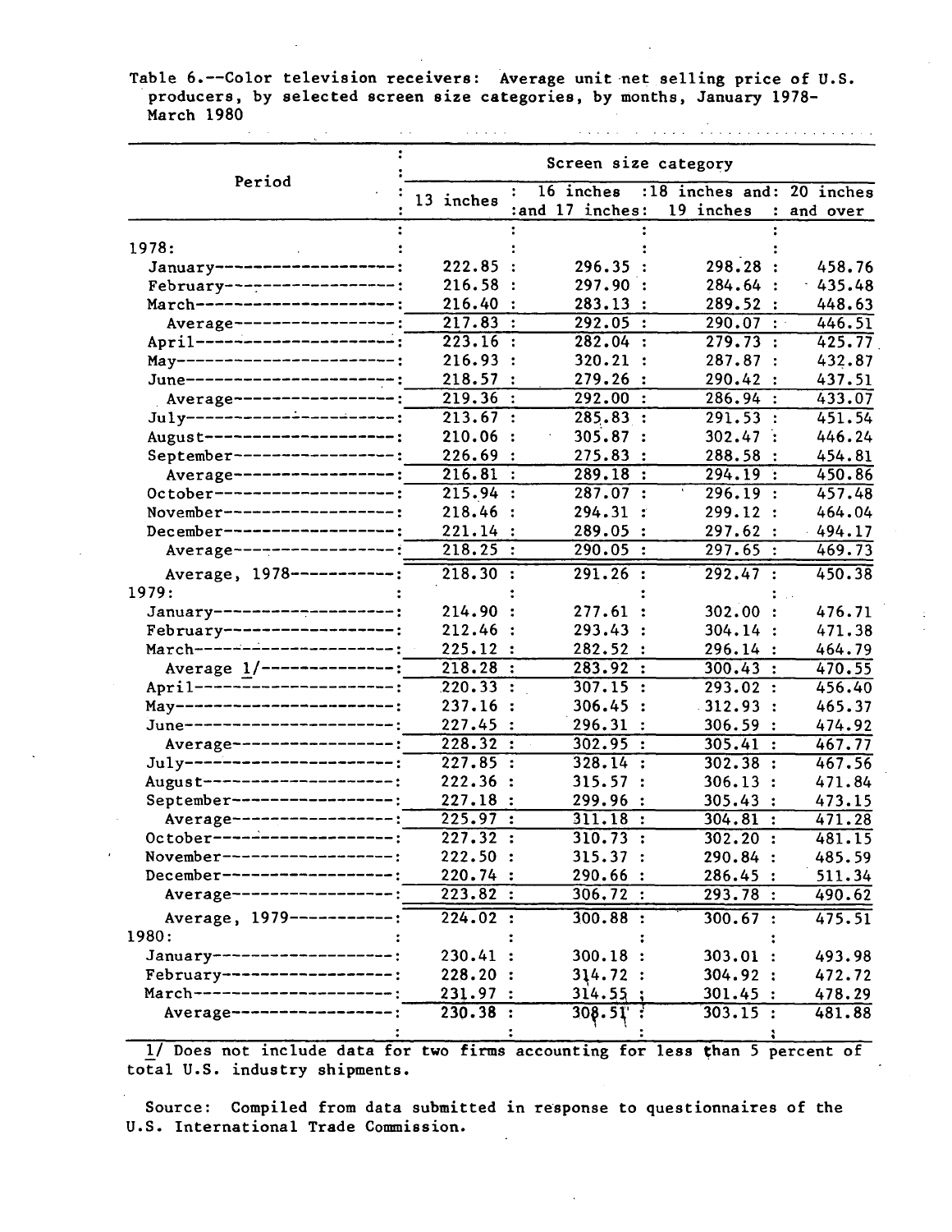Table 6.--Color television receivers: Average unit net selling price of U.S. producers, by selected screen size categories, by months, January 1978-March 1980

| Period | Screen size category | | | |
|---|---|---|---|---|
| | 13 inches | 16 inches and 17 inches | 18 inches and 19 inches | 20 inches and over |
| 1978: | | | | |
| January | 222.85 | 296.35 | 298.28 | 458.76 |
| February | 216.58 | 297.90 | 284.64 | 435.48 |
| March | 216.40 | 283.13 | 289.52 | 448.63 |
| Average | 217.83 | 292.05 | 290.07 | 446.51 |
| April | 223.16 | 282.04 | 279.73 | 425.77 |
| May | 216.93 | 320.21 | 287.87 | 432.87 |
| June | 218.57 | 279.26 | 290.42 | 437.51 |
| Average | 219.36 | 292.00 | 286.94 | 433.07 |
| July | 213.67 | 285.83 | 291.53 | 451.54 |
| August | 210.06 | 305.87 | 302.47 | 446.24 |
| September | 226.69 | 275.83 | 288.58 | 454.81 |
| Average | 216.81 | 289.18 | 294.19 | 450.86 |
| October | 215.94 | 287.07 | 296.19 | 457.48 |
| November | 218.46 | 294.31 | 299.12 | 464.04 |
| December | 221.14 | 289.05 | 297.62 | 494.17 |
| Average | 218.25 | 290.05 | 297.65 | 469.73 |
| Average, 1978 | 218.30 | 291.26 | 292.47 | 450.38 |
| 1979: | | | | |
| January | 214.90 | 277.61 | 302.00 | 476.71 |
| February | 212.46 | 293.43 | 304.14 | 471.38 |
| March | 225.12 | 282.52 | 296.14 | 464.79 |
| Average 1/ | 218.28 | 283.92 | 300.43 | 470.55 |
| April | 220.33 | 307.15 | 293.02 | 456.40 |
| May | 237.16 | 306.45 | 312.93 | 465.37 |
| June | 227.45 | 296.31 | 306.59 | 474.92 |
| Average | 228.32 | 302.95 | 305.41 | 467.77 |
| July | 227.85 | 328.14 | 302.38 | 467.56 |
| August | 222.36 | 315.57 | 306.13 | 471.84 |
| September | 227.18 | 299.96 | 305.43 | 473.15 |
| Average | 225.97 | 311.18 | 304.81 | 471.28 |
| October | 227.32 | 310.73 | 302.20 | 481.15 |
| November | 222.50 | 315.37 | 290.84 | 485.59 |
| December | 220.74 | 290.66 | 286.45 | 511.34 |
| Average | 223.82 | 306.72 | 293.78 | 490.62 |
| Average, 1979 | 224.02 | 300.88 | 300.67 | 475.51 |
| 1980: | | | | |
| January | 230.41 | 300.18 | 303.01 | 493.98 |
| February | 228.20 | 314.72 | 304.92 | 472.72 |
| March | 231.97 | 314.55 | 301.45 | 478.29 |
| Average | 230.38 | 308.51 | 303.15 | 481.88 |

1/ Does not include data for two firms accounting for less than 5 percent of total U.S. industry shipments.

Source: Compiled from data submitted in response to questionnaires of the U.S. International Trade Commission.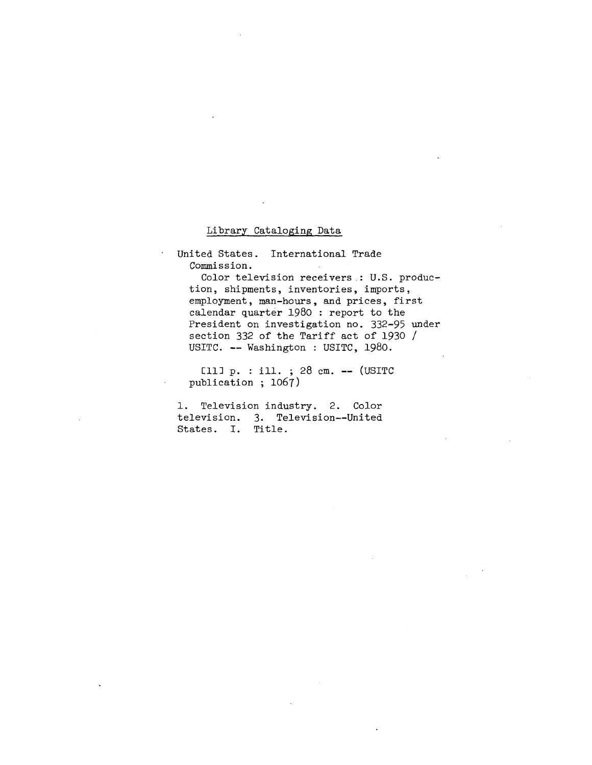Library Cataloging Data

United States. International Trade Commission.

Color television receivers : U.S. production, shipments, inventories, imports, employment, man-hours, and prices, first calendar quarter 1980 : report to the President on investigation no. 332-95 under section 332 of the Tariff act of 1930 / USITC. -- Washington : USITC, 1980.

[11] p. : ill. ; 28 cm. -- (USITC publication ; 1067)

1. Television industry. 2. Color television. 3. Television--United States. I. Title.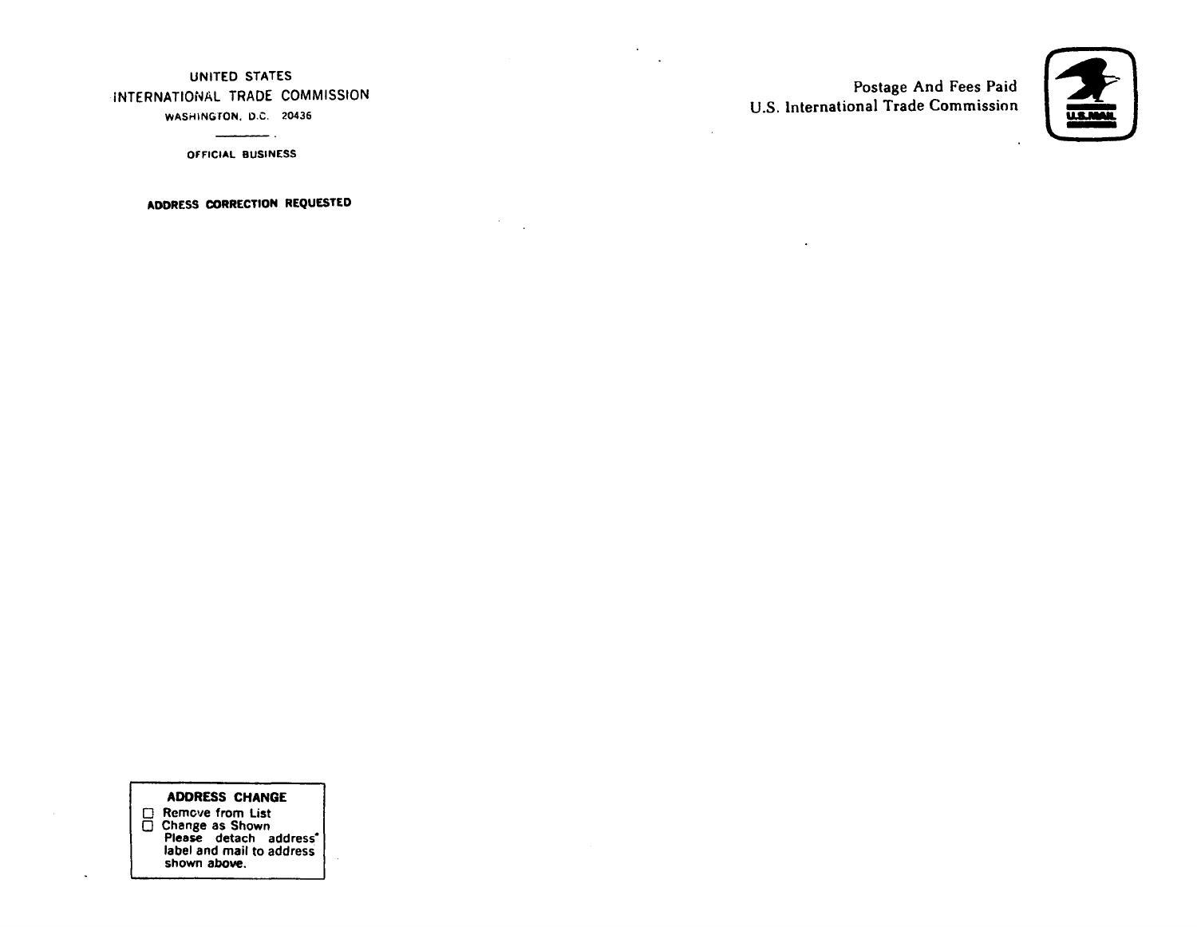UNITED STATES
INTERNATIONAL TRADE COMMISSION
WASHINGTON, D.C. 20436

OFFICIAL BUSINESS

ADDRESS CORRECTION REQUESTED

Postage And Fees Paid
U.S. International Trade Commission

U.S. MAIL

**ADDRESS CHANGE**

- ☐ Remove from List
- ☐ Change as Shown
  Please detach address label and mail to address shown above.